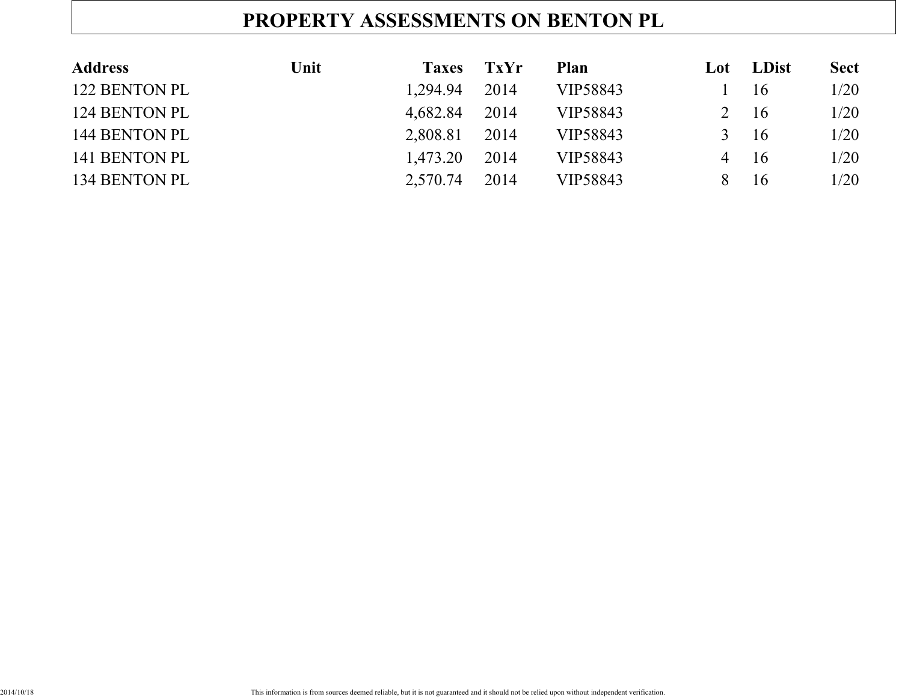# PROPERTY ASSESSMENTS ON BENTON PL

| Address | Unit | Taxes | TxYr | Plan | Lot | LDist | Sect |
|---|---|---|---|---|---|---|---|
| 122 BENTON PL | | 1,294.94 | 2014 | VIP58843 | 1 | 16 | 1/20 |
| 124 BENTON PL | | 4,682.84 | 2014 | VIP58843 | 2 | 16 | 1/20 |
| 144 BENTON PL | | 2,808.81 | 2014 | VIP58843 | 3 | 16 | 1/20 |
| 141 BENTON PL | | 1,473.20 | 2014 | VIP58843 | 4 | 16 | 1/20 |
| 134 BENTON PL | | 2,570.74 | 2014 | VIP58843 | 8 | 16 | 1/20 |

2014/10/18

This information is from sources deemed reliable, but it is not guaranteed and it should not be relied upon without independent verification.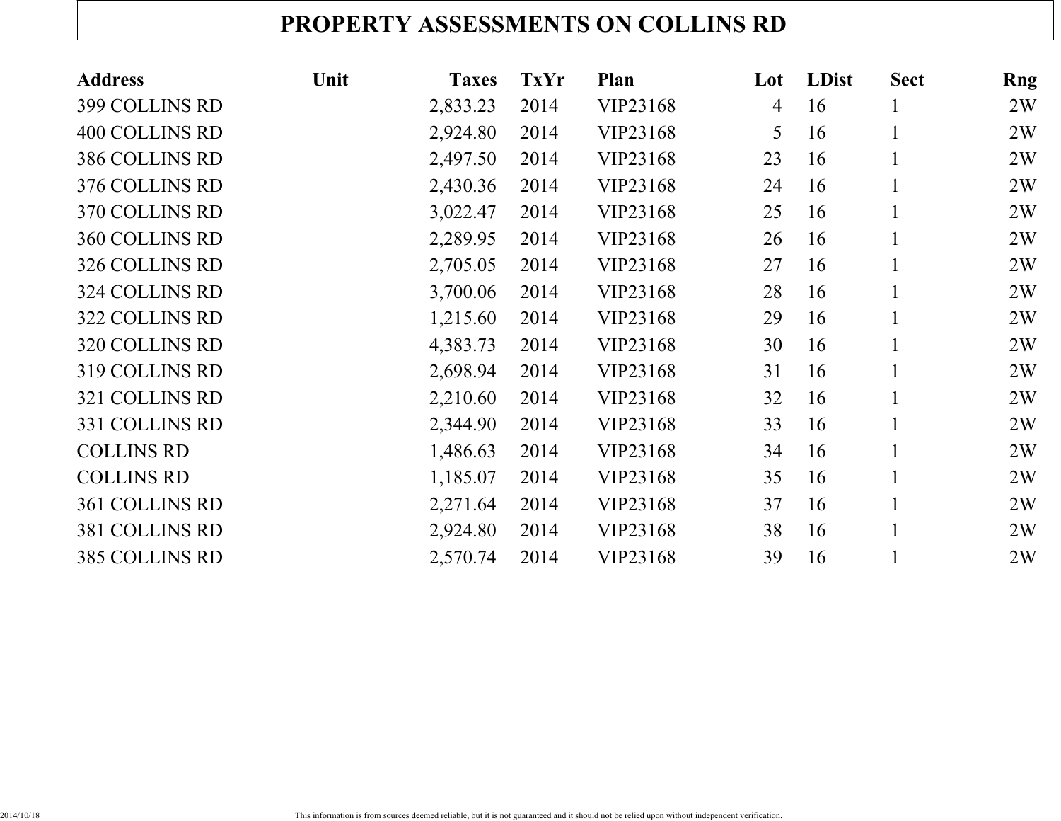# PROPERTY ASSESSMENTS ON COLLINS RD

| Address | Unit | Taxes | TxYr | Plan | Lot | LDist | Sect | Rng |
|---|---|---|---|---|---|---|---|---|
| 399 COLLINS RD | | 2,833.23 | 2014 | VIP23168 | 4 | 16 | 1 | 2W |
| 400 COLLINS RD | | 2,924.80 | 2014 | VIP23168 | 5 | 16 | 1 | 2W |
| 386 COLLINS RD | | 2,497.50 | 2014 | VIP23168 | 23 | 16 | 1 | 2W |
| 376 COLLINS RD | | 2,430.36 | 2014 | VIP23168 | 24 | 16 | 1 | 2W |
| 370 COLLINS RD | | 3,022.47 | 2014 | VIP23168 | 25 | 16 | 1 | 2W |
| 360 COLLINS RD | | 2,289.95 | 2014 | VIP23168 | 26 | 16 | 1 | 2W |
| 326 COLLINS RD | | 2,705.05 | 2014 | VIP23168 | 27 | 16 | 1 | 2W |
| 324 COLLINS RD | | 3,700.06 | 2014 | VIP23168 | 28 | 16 | 1 | 2W |
| 322 COLLINS RD | | 1,215.60 | 2014 | VIP23168 | 29 | 16 | 1 | 2W |
| 320 COLLINS RD | | 4,383.73 | 2014 | VIP23168 | 30 | 16 | 1 | 2W |
| 319 COLLINS RD | | 2,698.94 | 2014 | VIP23168 | 31 | 16 | 1 | 2W |
| 321 COLLINS RD | | 2,210.60 | 2014 | VIP23168 | 32 | 16 | 1 | 2W |
| 331 COLLINS RD | | 2,344.90 | 2014 | VIP23168 | 33 | 16 | 1 | 2W |
| COLLINS RD | | 1,486.63 | 2014 | VIP23168 | 34 | 16 | 1 | 2W |
| COLLINS RD | | 1,185.07 | 2014 | VIP23168 | 35 | 16 | 1 | 2W |
| 361 COLLINS RD | | 2,271.64 | 2014 | VIP23168 | 37 | 16 | 1 | 2W |
| 381 COLLINS RD | | 2,924.80 | 2014 | VIP23168 | 38 | 16 | 1 | 2W |
| 385 COLLINS RD | | 2,570.74 | 2014 | VIP23168 | 39 | 16 | 1 | 2W |

2014/10/18

This information is from sources deemed reliable, but it is not guaranteed and it should not be relied upon without independent verification.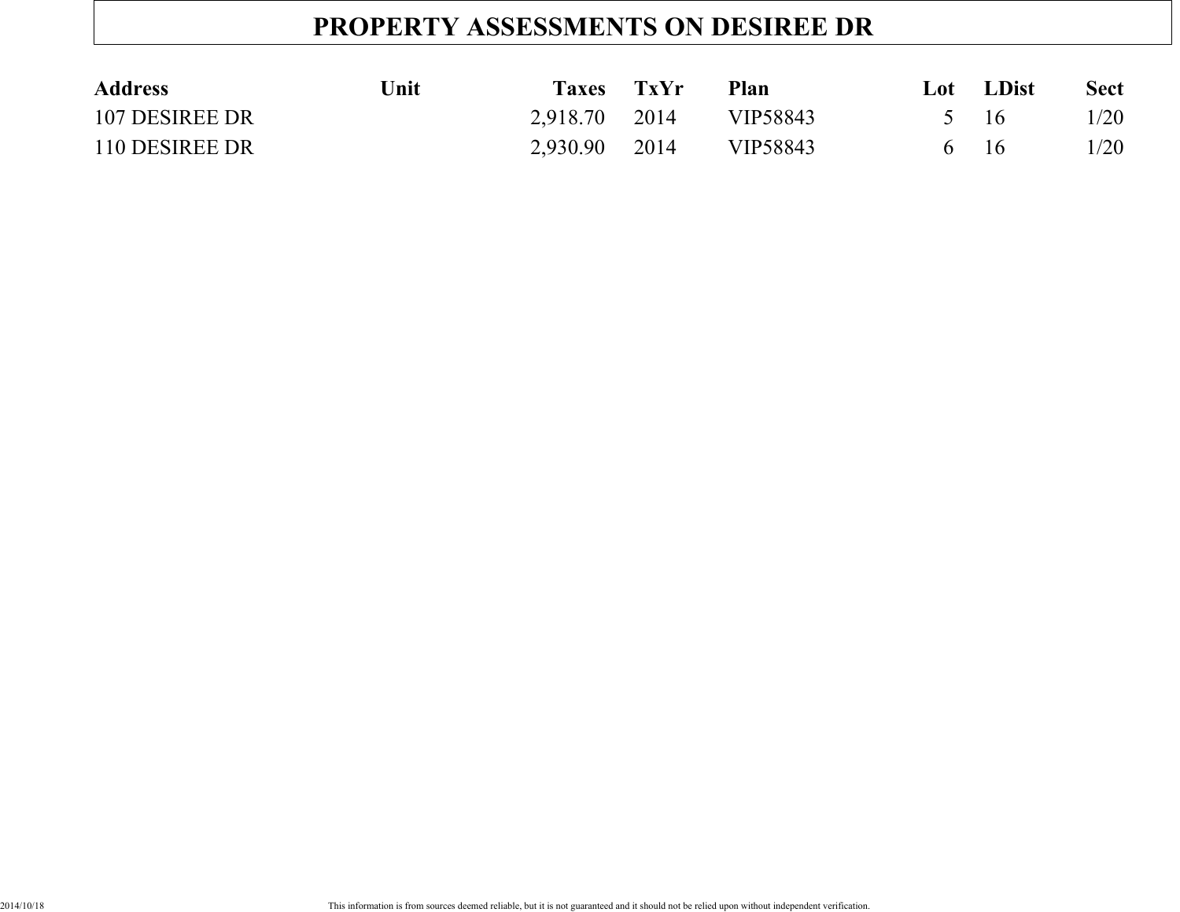# PROPERTY ASSESSMENTS ON DESIREE DR

| Address | Unit | Taxes | TxYr | Plan | Lot | LDist | Sect |
|---|---|---|---|---|---|---|---|
| 107 DESIREE DR | | 2,918.70 | 2014 | VIP58843 | 5 | 16 | 1/20 |
| 110 DESIREE DR | | 2,930.90 | 2014 | VIP58843 | 6 | 16 | 1/20 |

2014/10/18

This information is from sources deemed reliable, but it is not guaranteed and it should not be relied upon without independent verification.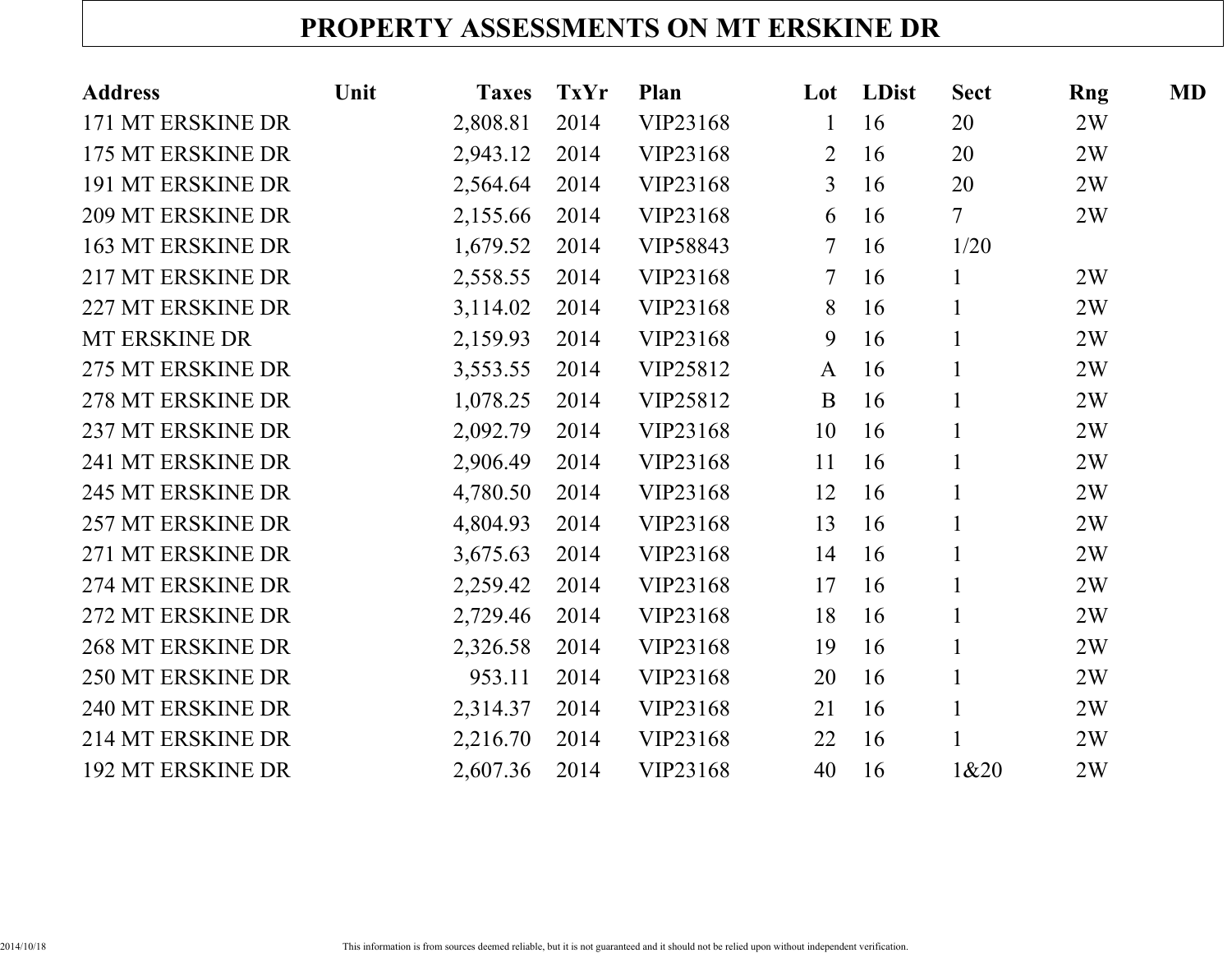# PROPERTY ASSESSMENTS ON MT ERSKINE DR

| Address | Unit | Taxes | TxYr | Plan | Lot | LDist | Sect | Rng | MD |
|---|---|---|---|---|---|---|---|---|---|
| 171 MT ERSKINE DR | | 2,808.81 | 2014 | VIP23168 | 1 | 16 | 20 | 2W | |
| 175 MT ERSKINE DR | | 2,943.12 | 2014 | VIP23168 | 2 | 16 | 20 | 2W | |
| 191 MT ERSKINE DR | | 2,564.64 | 2014 | VIP23168 | 3 | 16 | 20 | 2W | |
| 209 MT ERSKINE DR | | 2,155.66 | 2014 | VIP23168 | 6 | 16 | 7 | 2W | |
| 163 MT ERSKINE DR | | 1,679.52 | 2014 | VIP58843 | 7 | 16 | 1/20 | | |
| 217 MT ERSKINE DR | | 2,558.55 | 2014 | VIP23168 | 7 | 16 | 1 | 2W | |
| 227 MT ERSKINE DR | | 3,114.02 | 2014 | VIP23168 | 8 | 16 | 1 | 2W | |
| MT ERSKINE DR | | 2,159.93 | 2014 | VIP23168 | 9 | 16 | 1 | 2W | |
| 275 MT ERSKINE DR | | 3,553.55 | 2014 | VIP25812 | A | 16 | 1 | 2W | |
| 278 MT ERSKINE DR | | 1,078.25 | 2014 | VIP25812 | B | 16 | 1 | 2W | |
| 237 MT ERSKINE DR | | 2,092.79 | 2014 | VIP23168 | 10 | 16 | 1 | 2W | |
| 241 MT ERSKINE DR | | 2,906.49 | 2014 | VIP23168 | 11 | 16 | 1 | 2W | |
| 245 MT ERSKINE DR | | 4,780.50 | 2014 | VIP23168 | 12 | 16 | 1 | 2W | |
| 257 MT ERSKINE DR | | 4,804.93 | 2014 | VIP23168 | 13 | 16 | 1 | 2W | |
| 271 MT ERSKINE DR | | 3,675.63 | 2014 | VIP23168 | 14 | 16 | 1 | 2W | |
| 274 MT ERSKINE DR | | 2,259.42 | 2014 | VIP23168 | 17 | 16 | 1 | 2W | |
| 272 MT ERSKINE DR | | 2,729.46 | 2014 | VIP23168 | 18 | 16 | 1 | 2W | |
| 268 MT ERSKINE DR | | 2,326.58 | 2014 | VIP23168 | 19 | 16 | 1 | 2W | |
| 250 MT ERSKINE DR | | 953.11 | 2014 | VIP23168 | 20 | 16 | 1 | 2W | |
| 240 MT ERSKINE DR | | 2,314.37 | 2014 | VIP23168 | 21 | 16 | 1 | 2W | |
| 214 MT ERSKINE DR | | 2,216.70 | 2014 | VIP23168 | 22 | 16 | 1 | 2W | |
| 192 MT ERSKINE DR | | 2,607.36 | 2014 | VIP23168 | 40 | 16 | 1&20 | 2W | |

2014/10/18

This information is from sources deemed reliable, but it is not guaranteed and it should not be relied upon without independent verification.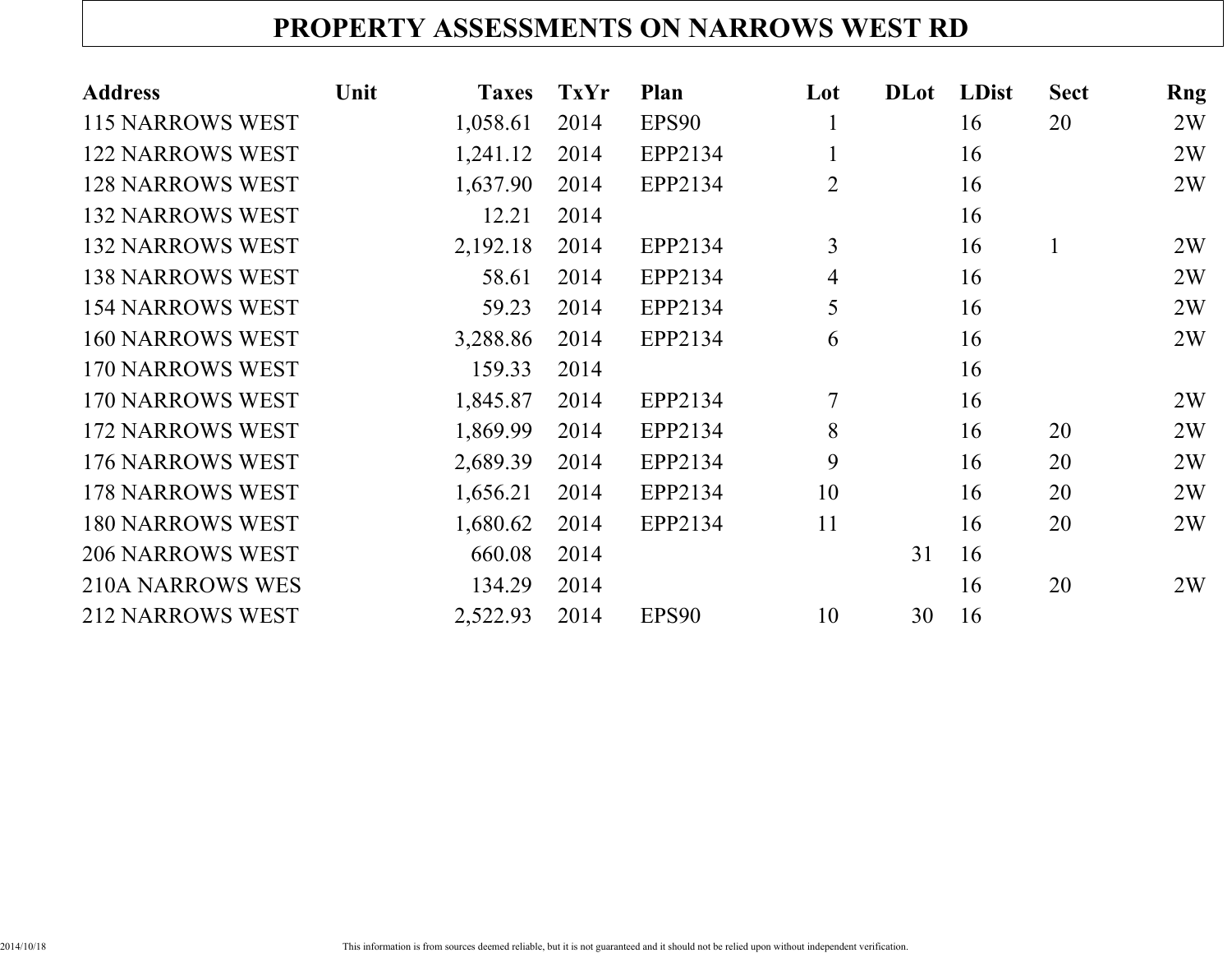# PROPERTY ASSESSMENTS ON NARROWS WEST RD

| Address | Unit | Taxes | TxYr | Plan | Lot | DLot | LDist | Sect | Rng |
|---|---|---|---|---|---|---|---|---|---|
| 115 NARROWS WEST | | 1,058.61 | 2014 | EPS90 | 1 | | 16 | 20 | 2W |
| 122 NARROWS WEST | | 1,241.12 | 2014 | EPP2134 | 1 | | 16 | | 2W |
| 128 NARROWS WEST | | 1,637.90 | 2014 | EPP2134 | 2 | | 16 | | 2W |
| 132 NARROWS WEST | | 12.21 | 2014 | | | | 16 | | |
| 132 NARROWS WEST | | 2,192.18 | 2014 | EPP2134 | 3 | | 16 | 1 | 2W |
| 138 NARROWS WEST | | 58.61 | 2014 | EPP2134 | 4 | | 16 | | 2W |
| 154 NARROWS WEST | | 59.23 | 2014 | EPP2134 | 5 | | 16 | | 2W |
| 160 NARROWS WEST | | 3,288.86 | 2014 | EPP2134 | 6 | | 16 | | 2W |
| 170 NARROWS WEST | | 159.33 | 2014 | | | | 16 | | |
| 170 NARROWS WEST | | 1,845.87 | 2014 | EPP2134 | 7 | | 16 | | 2W |
| 172 NARROWS WEST | | 1,869.99 | 2014 | EPP2134 | 8 | | 16 | 20 | 2W |
| 176 NARROWS WEST | | 2,689.39 | 2014 | EPP2134 | 9 | | 16 | 20 | 2W |
| 178 NARROWS WEST | | 1,656.21 | 2014 | EPP2134 | 10 | | 16 | 20 | 2W |
| 180 NARROWS WEST | | 1,680.62 | 2014 | EPP2134 | 11 | | 16 | 20 | 2W |
| 206 NARROWS WEST | | 660.08 | 2014 | | | 31 | 16 | | |
| 210A NARROWS WES | | 134.29 | 2014 | | | | 16 | 20 | 2W |
| 212 NARROWS WEST | | 2,522.93 | 2014 | EPS90 | 10 | 30 | 16 | | |

2014/10/18

This information is from sources deemed reliable, but it is not guaranteed and it should not be relied upon without independent verification.